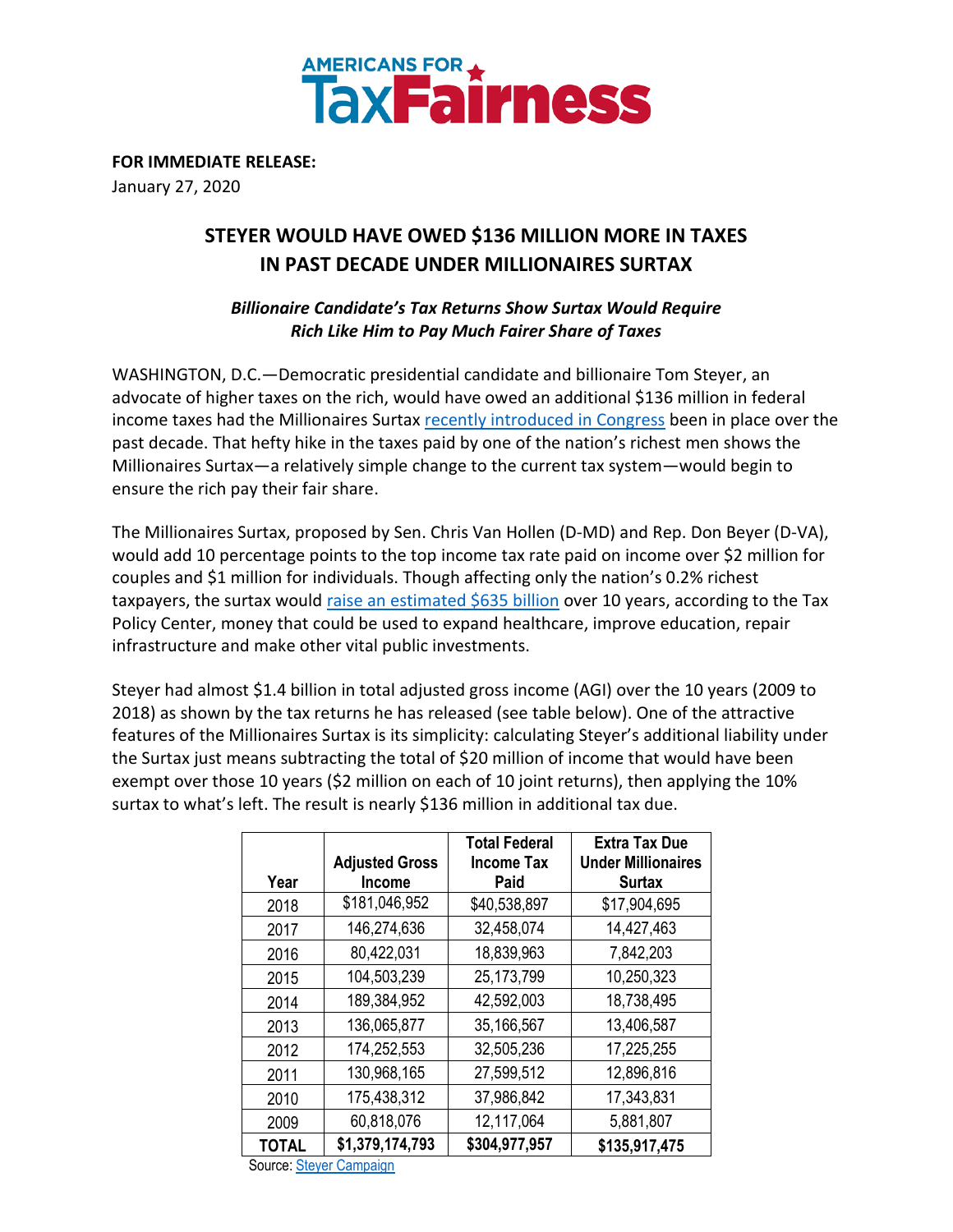**AMERICANS FOR TaxFairness**

**FOR IMMEDIATE RELEASE:**
January 27, 2020

# STEYER WOULD HAVE OWED $136 MILLION MORE IN TAXES IN PAST DECADE UNDER MILLIONAIRES SURTAX

***Billionaire Candidate's Tax Returns Show Surtax Would Require Rich Like Him to Pay Much Fairer Share of Taxes***

WASHINGTON, D.C.—Democratic presidential candidate and billionaire Tom Steyer, an advocate of higher taxes on the rich, would have owed an additional $136 million in federal income taxes had the Millionaires Surtax recently introduced in Congress been in place over the past decade. That hefty hike in the taxes paid by one of the nation's richest men shows the Millionaires Surtax—a relatively simple change to the current tax system—would begin to ensure the rich pay their fair share.

The Millionaires Surtax, proposed by Sen. Chris Van Hollen (D-MD) and Rep. Don Beyer (D-VA), would add 10 percentage points to the top income tax rate paid on income over $2 million for couples and $1 million for individuals. Though affecting only the nation's 0.2% richest taxpayers, the surtax would raise an estimated $635 billion over 10 years, according to the Tax Policy Center, money that could be used to expand healthcare, improve education, repair infrastructure and make other vital public investments.

Steyer had almost $1.4 billion in total adjusted gross income (AGI) over the 10 years (2009 to 2018) as shown by the tax returns he has released (see table below). One of the attractive features of the Millionaires Surtax is its simplicity: calculating Steyer's additional liability under the Surtax just means subtracting the total of $20 million of income that would have been exempt over those 10 years ($2 million on each of 10 joint returns), then applying the 10% surtax to what's left. The result is nearly $136 million in additional tax due.

| Year | Adjusted Gross Income | Total Federal Income Tax Paid | Extra Tax Due Under Millionaires Surtax |
|---|---|---|---|
| 2018 | $181,046,952 | $40,538,897 | $17,904,695 |
| 2017 | 146,274,636 | 32,458,074 | 14,427,463 |
| 2016 | 80,422,031 | 18,839,963 | 7,842,203 |
| 2015 | 104,503,239 | 25,173,799 | 10,250,323 |
| 2014 | 189,384,952 | 42,592,003 | 18,738,495 |
| 2013 | 136,065,877 | 35,166,567 | 13,406,587 |
| 2012 | 174,252,553 | 32,505,236 | 17,225,255 |
| 2011 | 130,968,165 | 27,599,512 | 12,896,816 |
| 2010 | 175,438,312 | 37,986,842 | 17,343,831 |
| 2009 | 60,818,076 | 12,117,064 | 5,881,807 |
| **TOTAL** | **$1,379,174,793** | **$304,977,957** | **$135,917,475** |

Source: Steyer Campaign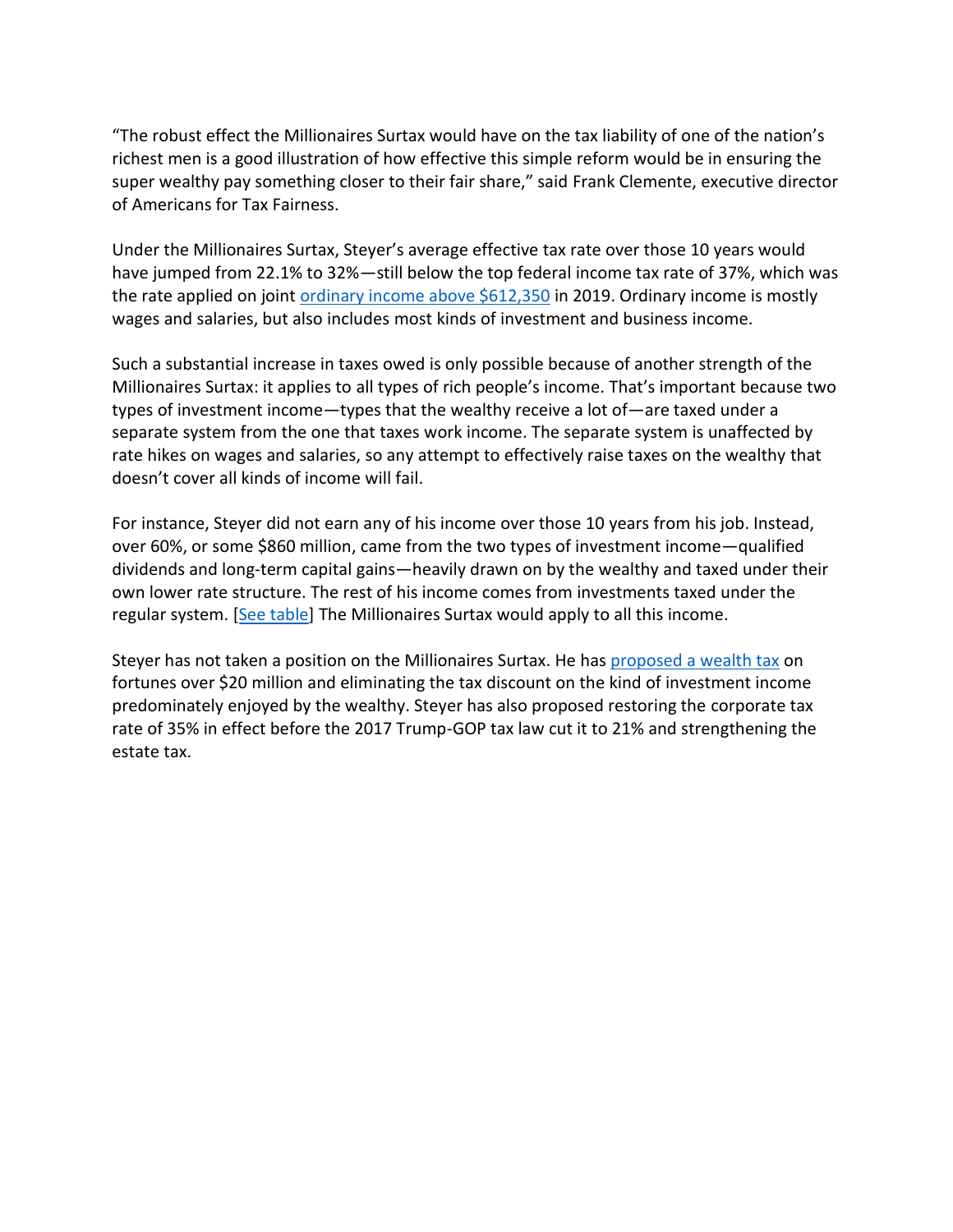"The robust effect the Millionaires Surtax would have on the tax liability of one of the nation's richest men is a good illustration of how effective this simple reform would be in ensuring the super wealthy pay something closer to their fair share," said Frank Clemente, executive director of Americans for Tax Fairness.

Under the Millionaires Surtax, Steyer's average effective tax rate over those 10 years would have jumped from 22.1% to 32%—still below the top federal income tax rate of 37%, which was the rate applied on joint [ordinary income above $612,350]() in 2019. Ordinary income is mostly wages and salaries, but also includes most kinds of investment and business income.

Such a substantial increase in taxes owed is only possible because of another strength of the Millionaires Surtax: it applies to all types of rich people's income. That's important because two types of investment income—types that the wealthy receive a lot of—are taxed under a separate system from the one that taxes work income. The separate system is unaffected by rate hikes on wages and salaries, so any attempt to effectively raise taxes on the wealthy that doesn't cover all kinds of income will fail.

For instance, Steyer did not earn any of his income over those 10 years from his job. Instead, over 60%, or some $860 million, came from the two types of investment income—qualified dividends and long-term capital gains—heavily drawn on by the wealthy and taxed under their own lower rate structure. The rest of his income comes from investments taxed under the regular system. [[See table]()] The Millionaires Surtax would apply to all this income.

Steyer has not taken a position on the Millionaires Surtax. He has [proposed a wealth tax]() on fortunes over $20 million and eliminating the tax discount on the kind of investment income predominately enjoyed by the wealthy. Steyer has also proposed restoring the corporate tax rate of 35% in effect before the 2017 Trump-GOP tax law cut it to 21% and strengthening the estate tax.